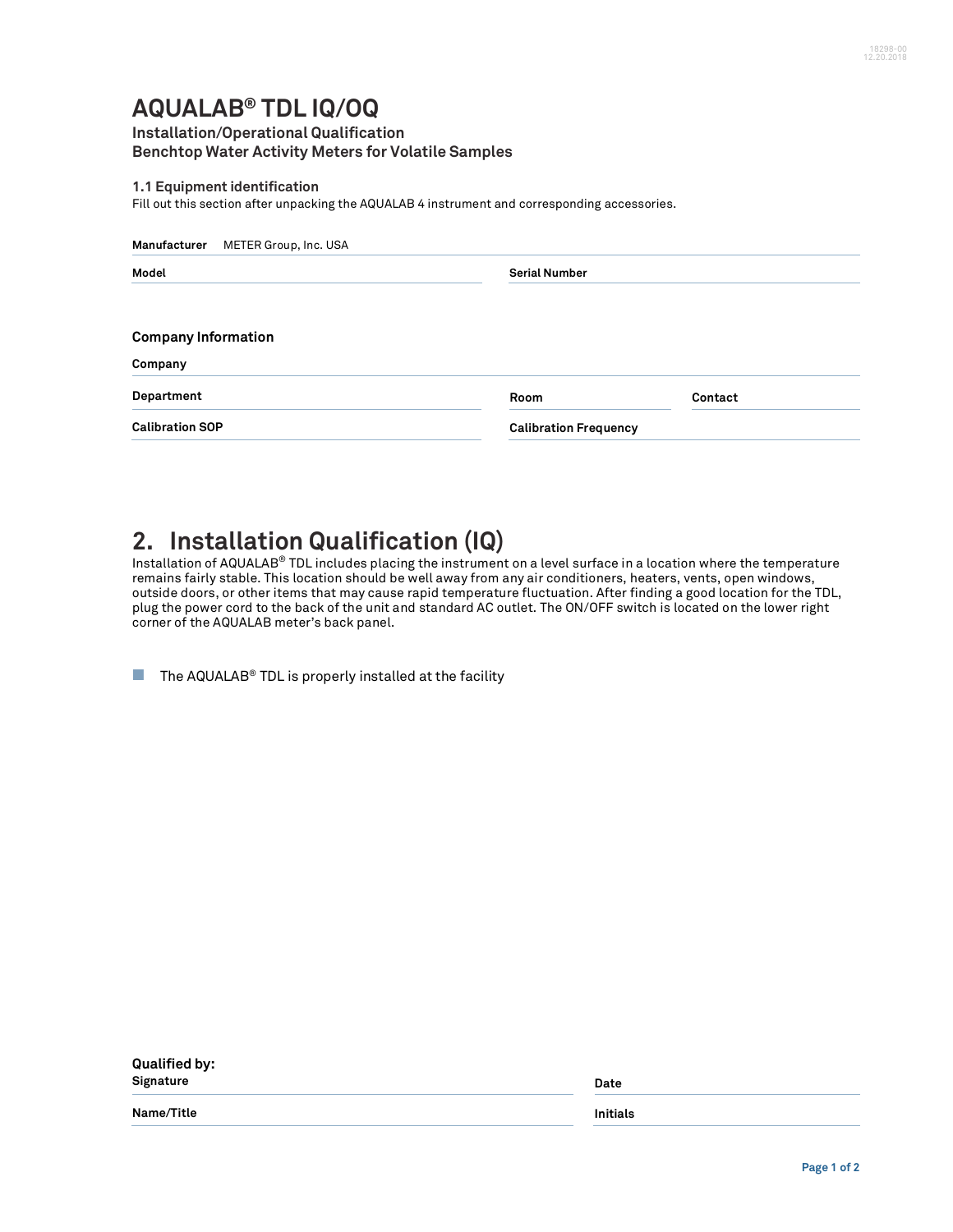# AQUALAB® TDL IQ/OQ

### Installation/Operational Qualification
### Benchtop Water Activity Meters for Volatile Samples

### 1.1 Equipment identification

Fill out this section after unpacking the AQUALAB 4 instrument and corresponding accessories.

**Manufacturer** METER Group, Inc. USA

**Model** ______________________ **Serial Number** ______________________

### Company Information

**Company** ______________________

**Department** ______________________ **Room** ______________________ **Contact** ______________________

**Calibration SOP** ______________________ **Calibration Frequency** ______________________

## 2. Installation Qualification (IQ)

Installation of AQUALAB® TDL includes placing the instrument on a level surface in a location where the temperature remains fairly stable. This location should be well away from any air conditioners, heaters, vents, open windows, outside doors, or other items that may cause rapid temperature fluctuation. After finding a good location for the TDL, plug the power cord to the back of the unit and standard AC outlet. The ON/OFF switch is located on the lower right corner of the AQUALAB meter's back panel.

- [ ] The AQUALAB® TDL is properly installed at the facility

**Qualified by:**

**Signature** ______________________ **Date** ______________________

**Name/Title** ______________________ **Initials** ______________________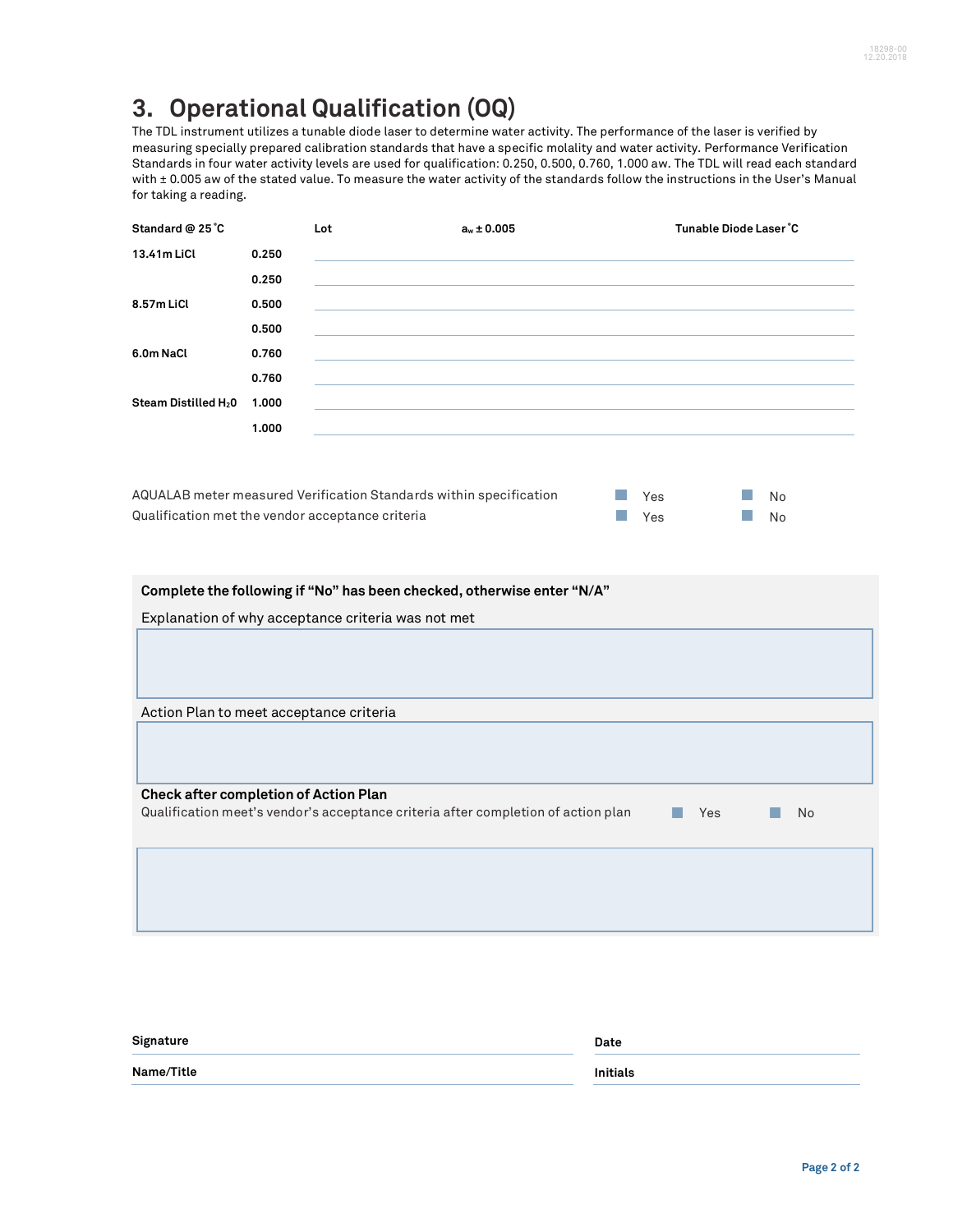18298-00
12.20.2018

# 3. Operational Qualification (OQ)

The TDL instrument utilizes a tunable diode laser to determine water activity. The performance of the laser is verified by measuring specially prepared calibration standards that have a specific molality and water activity. Performance Verification Standards in four water activity levels are used for qualification: 0.250, 0.500, 0.760, 1.000 aw. The TDL will read each standard with ± 0.005 aw of the stated value. To measure the water activity of the standards follow the instructions in the User's Manual for taking a reading.

| Standard @ 25˚C | | Lot | $a_w$ ± 0.005 | Tunable Diode Laser ˚C |
|---|---|---|---|---|
| 13.41m LiCl | 0.250 | | | |
| | 0.250 | | | |
| 8.57m LiCl | 0.500 | | | |
| | 0.500 | | | |
| 6.0m NaCl | 0.760 | | | |
| | 0.760 | | | |
| Steam Distilled $H_20$ | 1.000 | | | |
| | 1.000 | | | |

AQUALAB meter measured Verification Standards within specification ☐ Yes ☐ No

Qualification met the vendor acceptance criteria ☐ Yes ☐ No

**Complete the following if "No" has been checked, otherwise enter "N/A"**

Explanation of why acceptance criteria was not met

Action Plan to meet acceptance criteria

**Check after completion of Action Plan**

Qualification meet's vendor's acceptance criteria after completion of action plan ☐ Yes ☐ No

**Signature** ____________________ **Date** ____________________

**Name/Title** ____________________ **Initials** ____________________